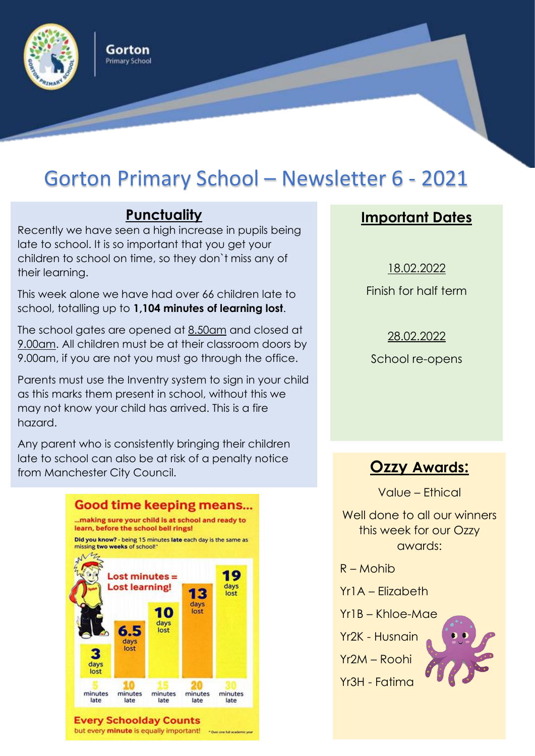Gorton
Primary School

# Gorton Primary School – Newsletter 6 - 2021

## Punctuality

Recently we have seen a high increase in pupils being late to school. It is so important that you get your children to school on time, so they don`t miss any of their learning.

This week alone we have had over 66 children late to school, totalling up to **1,104 minutes of learning lost**.

The school gates are opened at 8.50am and closed at 9.00am. All children must be at their classroom doors by 9.00am, if you are not you must go through the office.

Parents must use the Inventry system to sign in your child as this marks them present in school, without this we may not know your child has arrived. This is a fire hazard.

Any parent who is consistently bringing their children late to school can also be at risk of a penalty notice from Manchester City Council.

**Good time keeping means...**

**...making sure your child is at school and ready to learn, before the school bell rings!**

**Did you know?** - being 15 minutes **late** each day is the same as missing **two weeks** of school!*

**Lost minutes = Lost learning!**

| Minutes late | Days lost |
|---|---|
| 5 minutes late | 3 days lost |
| 10 minutes late | 6.5 days lost |
| 15 minutes late | 10 days lost |
| 20 minutes late | 13 days lost |
| 30 minutes late | 19 days lost |

**Every Schoolday Counts**
but every **minute** is equally important!

* Over one full academic year

## Important Dates

18.02.2022

Finish for half term

28.02.2022

School re-opens

## Ozzy Awards:

Value – Ethical

Well done to all our winners this week for our Ozzy awards:

R – Mohib

Yr1A – Elizabeth

Yr1B – Khloe-Mae

Yr2K - Husnain

Yr2M – Roohi

Yr3H - Fatima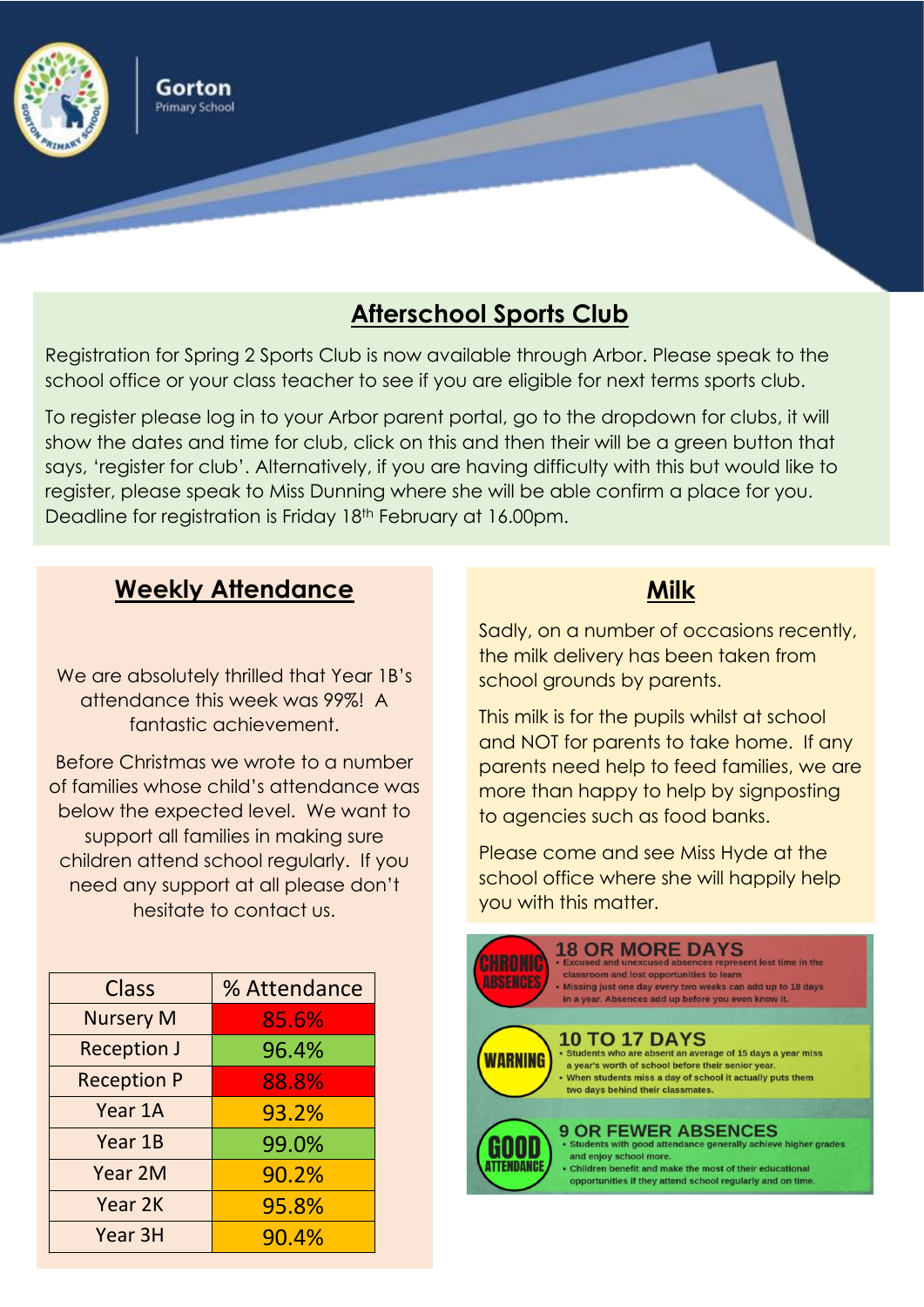Gorton
Primary School

## Afterschool Sports Club

Registration for Spring 2 Sports Club is now available through Arbor. Please speak to the school office or your class teacher to see if you are eligible for next terms sports club.

To register please log in to your Arbor parent portal, go to the dropdown for clubs, it will show the dates and time for club, click on this and then their will be a green button that says, 'register for club'. Alternatively, if you are having difficulty with this but would like to register, please speak to Miss Dunning where she will be able confirm a place for you. Deadline for registration is Friday 18th February at 16.00pm.

## Weekly Attendance

We are absolutely thrilled that Year 1B's attendance this week was 99%! A fantastic achievement.

Before Christmas we wrote to a number of families whose child's attendance was below the expected level. We want to support all families in making sure children attend school regularly. If you need any support at all please don't hesitate to contact us.

| Class | % Attendance |
| --- | --- |
| Nursery M | 85.6% |
| Reception J | 96.4% |
| Reception P | 88.8% |
| Year 1A | 93.2% |
| Year 1B | 99.0% |
| Year 2M | 90.2% |
| Year 2K | 95.8% |
| Year 3H | 90.4% |

## Milk

Sadly, on a number of occasions recently, the milk delivery has been taken from school grounds by parents.

This milk is for the pupils whilst at school and NOT for parents to take home. If any parents need help to feed families, we are more than happy to help by signposting to agencies such as food banks.

Please come and see Miss Hyde at the school office where she will happily help you with this matter.

**CHRONIC ABSENCES** — **18 OR MORE DAYS**
- Excused and unexcused absences represent lost time in the classroom and lost opportunities to learn
- Missing just one day every two weeks can add up to 18 days in a year. Absences add up before you even know it.

**WARNING** — **10 TO 17 DAYS**
- Students who are absent an average of 15 days a year miss a year's worth of school before their senior year.
- When students miss a day of school it actually puts them two days behind their classmates.

**GOOD ATTENDANCE** — **9 OR FEWER ABSENCES**
- Students with good attendance generally achieve higher grades and enjoy school more.
- Children benefit and make the most of their educational opportunities if they attend school regularly and on time.